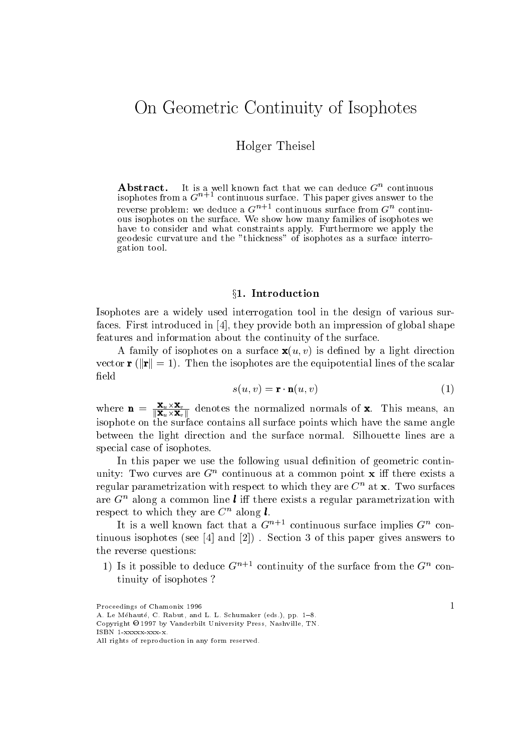# On Geometric Continuity of Isophotes

Holger Theisel

**Abstract.** It is a well known fact that we can deduce $G^n$ continuous isophotes from a $G^{n+1}$ continuous surface. This paper gives answer to the reverse problem: we deduce a $G^{n+1}$ continuous surface from $G^n$ continuous isophotes on the surface. We show how many families of isophotes we have to consider and what constraints apply. Furthermore we apply the geodesic curvature and the "thickness" of isophotes as a surface interrogation tool.

## §1. Introduction

Isophotes are a widely used interrogation tool in the design of various surfaces. First introduced in [4], they provide both an impression of global shape features and information about the continuity of the surface.

A family of isophotes on a surface $\mathbf{x}(u,v)$ is defined by a light direction vector $\mathbf{r}$ ($\|\mathbf{r}\| = 1$). Then the isophotes are the equipotential lines of the scalar field

$$s(u,v) = \mathbf{r} \cdot \mathbf{n}(u,v) \tag{1}$$

where $\mathbf{n} = \frac{\mathbf{x}_u \times \mathbf{x}_v}{\|\mathbf{x}_u \times \mathbf{x}_v\|}$ denotes the normalized normals of $\mathbf{x}$. This means, an isophote on the surface contains all surface points which have the same angle between the light direction and the surface normal. Silhouette lines are a special case of isophotes.

In this paper we use the following usual definition of geometric continuity: Two curves are $G^n$ continuous at a common point $\mathbf{x}$ iff there exists a regular parametrization with respect to which they are $C^n$ at $\mathbf{x}$. Two surfaces are $G^n$ along a common line $\boldsymbol{l}$ iff there exists a regular parametrization with respect to which they are $C^n$ along $\boldsymbol{l}$.

It is a well known fact that a $G^{n+1}$ continuous surface implies $G^n$ continuous isophotes (see [4] and [2]) . Section 3 of this paper gives answers to the reverse questions:

1) Is it possible to deduce $G^{n+1}$ continuity of the surface from the $G^n$ continuity of isophotes ?

Proceedings of Chamonix 1996
A. Le Méhauté, C. Rabut, and L. L. Schumaker (eds.), pp. 1–8.
Copyright © 1997 by Vanderbilt University Press, Nashville, TN.
ISBN 1-xxxxx-xxx-x.
All rights of reproduction in any form reserved.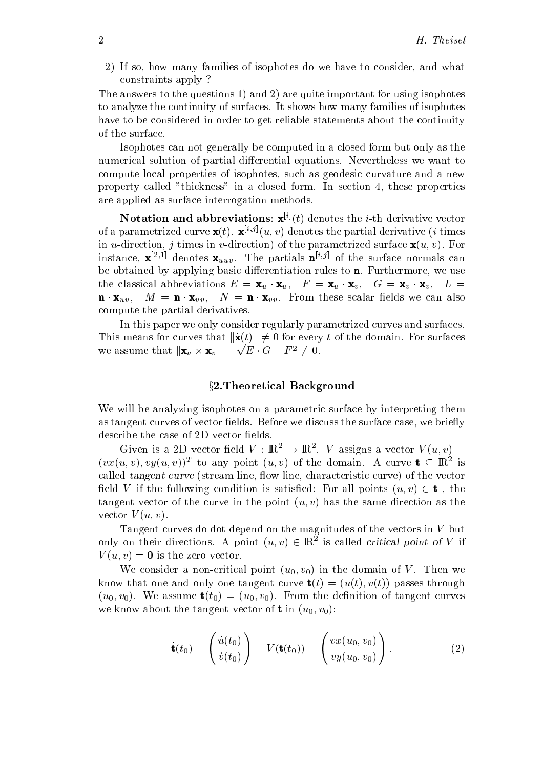2) If so, how many families of isophotes do we have to consider, and what constraints apply ?

The answers to the questions 1) and 2) are quite important for using isophotes to analyze the continuity of surfaces. It shows how many families of isophotes have to be considered in order to get reliable statements about the continuity of the surface.

Isophotes can not generally be computed in a closed form but only as the numerical solution of partial differential equations. Nevertheless we want to compute local properties of isophotes, such as geodesic curvature and a new property called "thickness" in a closed form. In section 4, these properties are applied as surface interrogation methods.

**Notation and abbreviations**: $\mathbf{x}^{[i]}(t)$ denotes the $i$-th derivative vector of a parametrized curve $\mathbf{x}(t)$. $\mathbf{x}^{[i,j]}(u,v)$ denotes the partial derivative ($i$ times in $u$-direction, $j$ times in $v$-direction) of the parametrized surface $\mathbf{x}(u,v)$. For instance, $\mathbf{x}^{[2,1]}$ denotes $\mathbf{x}_{uuv}$. The partials $\mathbf{n}^{[i,j]}$ of the surface normals can be obtained by applying basic differentiation rules to $\mathbf{n}$. Furthermore, we use the classical abbreviations $E = \mathbf{x}_u \cdot \mathbf{x}_u$, $F = \mathbf{x}_u \cdot \mathbf{x}_v$, $G = \mathbf{x}_v \cdot \mathbf{x}_v$, $L = \mathbf{n} \cdot \mathbf{x}_{uu}$, $M = \mathbf{n} \cdot \mathbf{x}_{uv}$, $N = \mathbf{n} \cdot \mathbf{x}_{vv}$. From these scalar fields we can also compute the partial derivatives.

In this paper we only consider regularly parametrized curves and surfaces. This means for curves that $\|\dot{\mathbf{x}}(t)\| \neq 0$ for every $t$ of the domain. For surfaces we assume that $\|\mathbf{x}_u \times \mathbf{x}_v\| = \sqrt{E \cdot G - F^2} \neq 0$.

## §2. Theoretical Background

We will be analyzing isophotes on a parametric surface by interpreting them as tangent curves of vector fields. Before we discuss the surface case, we briefly describe the case of 2D vector fields.

Given is a 2D vector field $V : \mathbb{R}^2 \to \mathbb{R}^2$. $V$ assigns a vector $V(u,v) = (vx(u,v), vy(u,v))^T$ to any point $(u,v)$ of the domain. A curve $\mathbf{t} \subseteq \mathbb{R}^2$ is called *tangent curve* (stream line, flow line, characteristic curve) of the vector field $V$ if the following condition is satisfied: For all points $(u,v) \in \mathbf{t}$ , the tangent vector of the curve in the point $(u,v)$ has the same direction as the vector $V(u,v)$.

Tangent curves do dot depend on the magnitudes of the vectors in $V$ but only on their directions. A point $(u,v) \in \mathbb{R}^2$ is called *critical point of* $V$ if $V(u,v) = \mathbf{0}$ is the zero vector.

We consider a non-critical point $(u_0, v_0)$ in the domain of $V$. Then we know that one and only one tangent curve $\mathbf{t}(t) = (u(t), v(t))$ passes through $(u_0, v_0)$. We assume $\mathbf{t}(t_0) = (u_0, v_0)$. From the definition of tangent curves we know about the tangent vector of $\mathbf{t}$ in $(u_0, v_0)$:

$$\dot{\mathbf{t}}(t_0) = \begin{pmatrix} \dot{u}(t_0) \\ \dot{v}(t_0) \end{pmatrix} = V(\mathbf{t}(t_0)) = \begin{pmatrix} vx(u_0, v_0) \\ vy(u_0, v_0) \end{pmatrix}. \tag{2}$$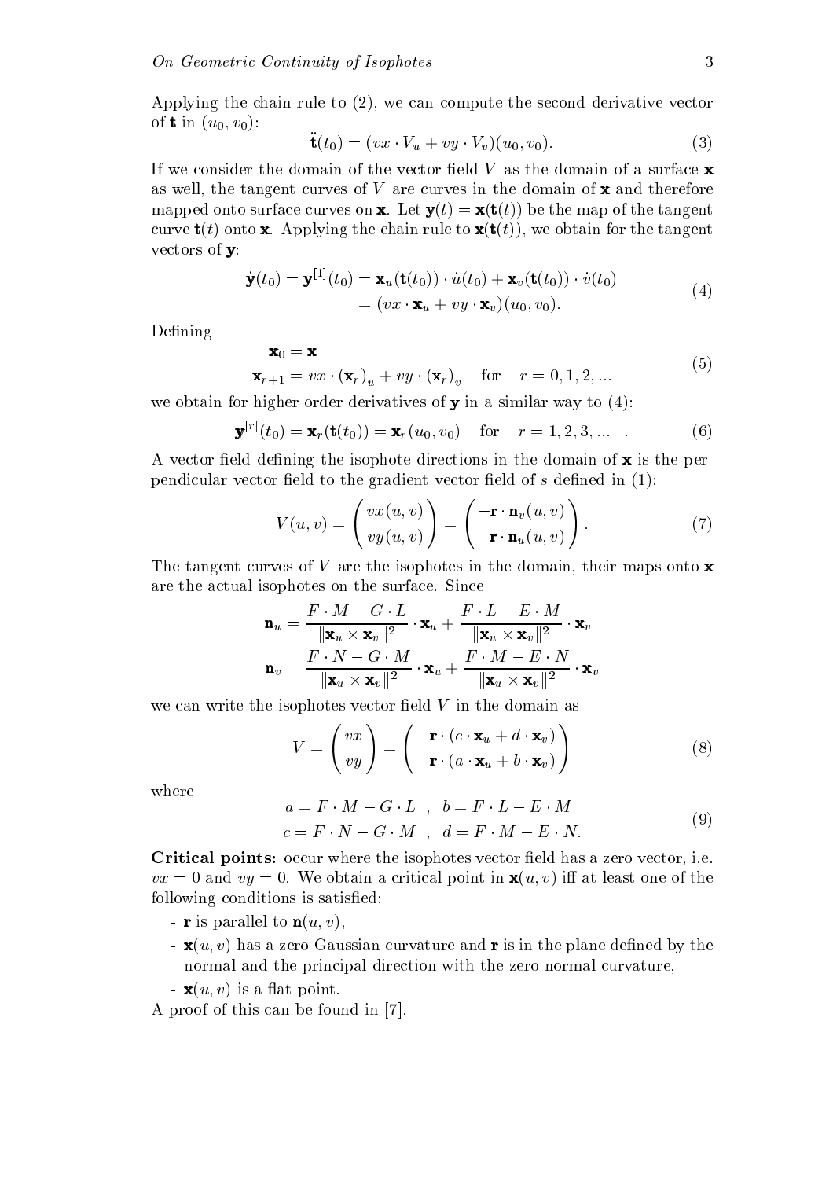Applying the chain rule to (2), we can compute the second derivative vector of $\mathbf{t}$ in $(u_0, v_0)$:

$$\ddot{\mathbf{t}}(t_0) = (vx \cdot V_u + vy \cdot V_v)(u_0, v_0). \tag{3}$$

If we consider the domain of the vector field $V$ as the domain of a surface $\mathbf{x}$ as well, the tangent curves of $V$ are curves in the domain of $\mathbf{x}$ and therefore mapped onto surface curves on $\mathbf{x}$. Let $\mathbf{y}(t) = \mathbf{x}(\mathbf{t}(t))$ be the map of the tangent curve $\mathbf{t}(t)$ onto $\mathbf{x}$. Applying the chain rule to $\mathbf{x}(\mathbf{t}(t))$, we obtain for the tangent vectors of $\mathbf{y}$:

$$\begin{aligned}\dot{\mathbf{y}}(t_0) = \mathbf{y}^{[1]}(t_0) &= \mathbf{x}_u(\mathbf{t}(t_0)) \cdot \dot{u}(t_0) + \mathbf{x}_v(\mathbf{t}(t_0)) \cdot \dot{v}(t_0) \\ &= (vx \cdot \mathbf{x}_u + vy \cdot \mathbf{x}_v)(u_0, v_0).\end{aligned} \tag{4}$$

Defining

$$\begin{aligned}&\mathbf{x}_0 = \mathbf{x} \\ &\mathbf{x}_{r+1} = vx \cdot (\mathbf{x}_r)_u + vy \cdot (\mathbf{x}_r)_v \quad \text{for} \quad r = 0, 1, 2, ...\end{aligned} \tag{5}$$

we obtain for higher order derivatives of $\mathbf{y}$ in a similar way to (4):

$$\mathbf{y}^{[r]}(t_0) = \mathbf{x}_r(\mathbf{t}(t_0)) = \mathbf{x}_r(u_0, v_0) \quad \text{for} \quad r = 1, 2, 3, ... \ . \tag{6}$$

A vector field defining the isophote directions in the domain of $\mathbf{x}$ is the perpendicular vector field to the gradient vector field of $s$ defined in (1):

$$V(u, v) = \begin{pmatrix} vx(u, v) \\ vy(u, v) \end{pmatrix} = \begin{pmatrix} -\mathbf{r} \cdot \mathbf{n}_v(u, v) \\ \mathbf{r} \cdot \mathbf{n}_u(u, v) \end{pmatrix}. \tag{7}$$

The tangent curves of $V$ are the isophotes in the domain, their maps onto $\mathbf{x}$ are the actual isophotes on the surface. Since

$$\mathbf{n}_u = \frac{F \cdot M - G \cdot L}{\|\mathbf{x}_u \times \mathbf{x}_v\|^2} \cdot \mathbf{x}_u + \frac{F \cdot L - E \cdot M}{\|\mathbf{x}_u \times \mathbf{x}_v\|^2} \cdot \mathbf{x}_v$$

$$\mathbf{n}_v = \frac{F \cdot N - G \cdot M}{\|\mathbf{x}_u \times \mathbf{x}_v\|^2} \cdot \mathbf{x}_u + \frac{F \cdot M - E \cdot N}{\|\mathbf{x}_u \times \mathbf{x}_v\|^2} \cdot \mathbf{x}_v$$

we can write the isophotes vector field $V$ in the domain as

$$V = \begin{pmatrix} vx \\ vy \end{pmatrix} = \begin{pmatrix} -\mathbf{r} \cdot (c \cdot \mathbf{x}_u + d \cdot \mathbf{x}_v) \\ \mathbf{r} \cdot (a \cdot \mathbf{x}_u + b \cdot \mathbf{x}_v) \end{pmatrix} \tag{8}$$

where

$$\begin{aligned}a &= F \cdot M - G \cdot L \ , \quad b = F \cdot L - E \cdot M \\ c &= F \cdot N - G \cdot M \ , \quad d = F \cdot M - E \cdot N.\end{aligned} \tag{9}$$

**Critical points:** occur where the isophotes vector field has a zero vector, i.e. $vx = 0$ and $vy = 0$. We obtain a critical point in $\mathbf{x}(u, v)$ iff at least one of the following conditions is satisfied:

- $\mathbf{r}$ is parallel to $\mathbf{n}(u, v)$,
- $\mathbf{x}(u, v)$ has a zero Gaussian curvature and $\mathbf{r}$ is in the plane defined by the normal and the principal direction with the zero normal curvature,
- $\mathbf{x}(u, v)$ is a flat point.

A proof of this can be found in [7].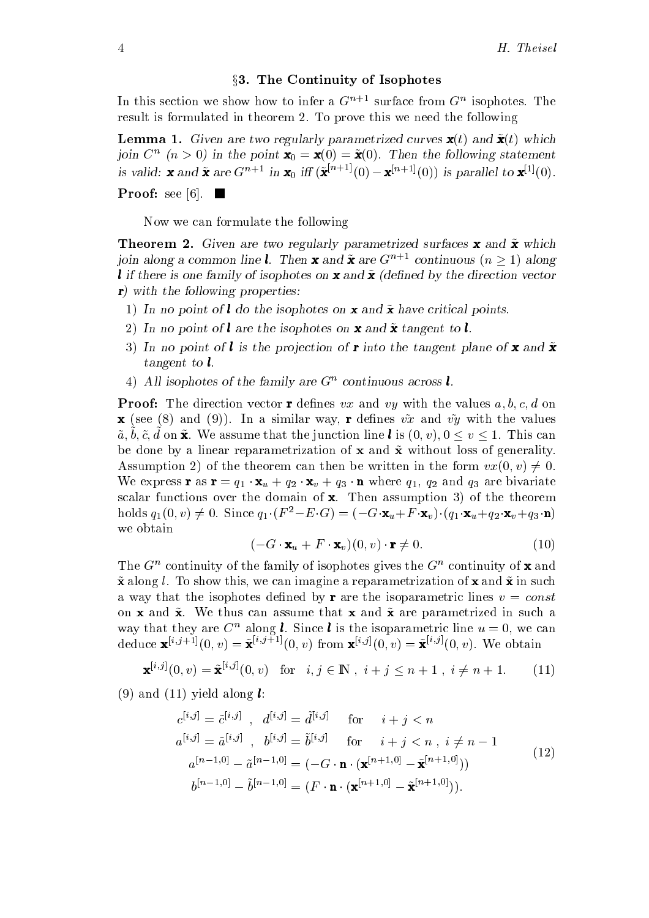## §3. The Continuity of Isophotes

In this section we show how to infer a $G^{n+1}$ surface from $G^n$ isophotes. The result is formulated in theorem 2. To prove this we need the following

**Lemma 1.** *Given are two regularly parametrized curves $\mathbf{x}(t)$ and $\tilde{\mathbf{x}}(t)$ which join $C^n$ $(n > 0)$ in the point $\mathbf{x}_0 = \mathbf{x}(0) = \tilde{\mathbf{x}}(0)$. Then the following statement is valid: $\mathbf{x}$ and $\tilde{\mathbf{x}}$ are $G^{n+1}$ in $\mathbf{x}_0$ iff $(\tilde{\mathbf{x}}^{[n+1]}(0) - \mathbf{x}^{[n+1]}(0))$ is parallel to $\mathbf{x}^{[1]}(0)$.*

**Proof:** see [6]. ∎

Now we can formulate the following

**Theorem 2.** *Given are two regularly parametrized surfaces $\mathbf{x}$ and $\tilde{\mathbf{x}}$ which join along a common line $\boldsymbol{l}$. Then $\mathbf{x}$ and $\tilde{\mathbf{x}}$ are $G^{n+1}$ continuous $(n \geq 1)$ along $\boldsymbol{l}$ if there is one family of isophotes on $\mathbf{x}$ and $\tilde{\mathbf{x}}$ (defined by the direction vector $\mathbf{r}$) with the following properties:*

1) *In no point of $\boldsymbol{l}$ do the isophotes on $\mathbf{x}$ and $\tilde{\mathbf{x}}$ have critical points.*
2) *In no point of $\boldsymbol{l}$ are the isophotes on $\mathbf{x}$ and $\tilde{\mathbf{x}}$ tangent to $\boldsymbol{l}$.*
3) *In no point of $\boldsymbol{l}$ is the projection of $\mathbf{r}$ into the tangent plane of $\mathbf{x}$ and $\tilde{\mathbf{x}}$ tangent to $\boldsymbol{l}$.*
4) *All isophotes of the family are $G^n$ continuous across $\boldsymbol{l}$.*

**Proof:** The direction vector $\mathbf{r}$ defines $vx$ and $vy$ with the values $a, b, c, d$ on $\mathbf{x}$ (see (8) and (9)). In a similar way, $\mathbf{r}$ defines $\tilde{vx}$ and $\tilde{vy}$ with the values $\tilde{a}, \tilde{b}, \tilde{c}, \tilde{d}$ on $\tilde{\mathbf{x}}$. We assume that the junction line $\boldsymbol{l}$ is $(0, v)$, $0 \leq v \leq 1$. This can be done by a linear reparametrization of $\mathbf{x}$ and $\tilde{\mathbf{x}}$ without loss of generality. Assumption 2) of the theorem can then be written in the form $vx(0, v) \neq 0$. We express $\mathbf{r}$ as $\mathbf{r} = q_1 \cdot \mathbf{x}_u + q_2 \cdot \mathbf{x}_v + q_3 \cdot \mathbf{n}$ where $q_1$, $q_2$ and $q_3$ are bivariate scalar functions over the domain of $\mathbf{x}$. Then assumption 3) of the theorem holds $q_1(0, v) \neq 0$. Since $q_1 \cdot (F^2 - E \cdot G) = (-G \cdot \mathbf{x}_u + F \cdot \mathbf{x}_v) \cdot (q_1 \cdot \mathbf{x}_u + q_2 \cdot \mathbf{x}_v + q_3 \cdot \mathbf{n})$ we obtain

$$(-G \cdot \mathbf{x}_u + F \cdot \mathbf{x}_v)(0, v) \cdot \mathbf{r} \neq 0. \tag{10}$$

The $G^n$ continuity of the family of isophotes gives the $G^n$ continuity of $\mathbf{x}$ and $\tilde{\mathbf{x}}$ along $l$. To show this, we can imagine a reparametrization of $\mathbf{x}$ and $\tilde{\mathbf{x}}$ in such a way that the isophotes defined by $\mathbf{r}$ are the isoparametric lines $v = const$ on $\mathbf{x}$ and $\tilde{\mathbf{x}}$. We thus can assume that $\mathbf{x}$ and $\tilde{\mathbf{x}}$ are parametrized in such a way that they are $C^n$ along $\boldsymbol{l}$. Since $\boldsymbol{l}$ is the isoparametric line $u = 0$, we can deduce $\mathbf{x}^{[i,j+1]}(0, v) = \tilde{\mathbf{x}}^{[i,j+1]}(0, v)$ from $\mathbf{x}^{[i,j]}(0, v) = \tilde{\mathbf{x}}^{[i,j]}(0, v)$. We obtain

$$\mathbf{x}^{[i,j]}(0, v) = \tilde{\mathbf{x}}^{[i,j]}(0, v) \quad \text{for} \quad i, j \in \mathbb{N} \ , \ i + j \leq n + 1 \ , \ i \neq n + 1. \tag{11}$$

(9) and (11) yield along $\boldsymbol{l}$:

$$\begin{aligned} c^{[i,j]} = \tilde{c}^{[i,j]} \ , \ \ d^{[i,j]} &= \tilde{d}^{[i,j]} \quad \text{for} \quad i + j < n \\ a^{[i,j]} = \tilde{a}^{[i,j]} \ , \ \ b^{[i,j]} &= \tilde{b}^{[i,j]} \quad \text{for} \quad i + j < n \ , \ i \neq n - 1 \\ a^{[n-1,0]} - \tilde{a}^{[n-1,0]} &= (-G \cdot \mathbf{n} \cdot (\mathbf{x}^{[n+1,0]} - \tilde{\mathbf{x}}^{[n+1,0]})) \\ b^{[n-1,0]} - \tilde{b}^{[n-1,0]} &= (F \cdot \mathbf{n} \cdot (\mathbf{x}^{[n+1,0]} - \tilde{\mathbf{x}}^{[n+1,0]})). \end{aligned} \tag{12}$$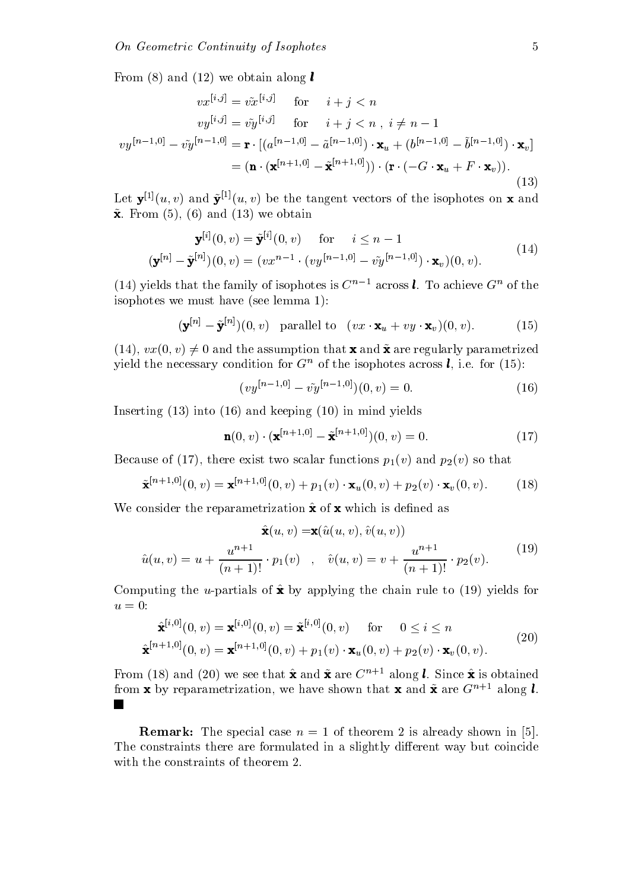From (8) and (12) we obtain along $\boldsymbol{l}$

$$
\begin{aligned}
vx^{[i,j]} &= \tilde{vx}^{[i,j]} \quad \text{for} \quad i+j<n \\
vy^{[i,j]} &= \tilde{vy}^{[i,j]} \quad \text{for} \quad i+j<n\ ,\ i \neq n-1 \\
vy^{[n-1,0]} - \tilde{vy}^{[n-1,0]} &= \mathbf{r} \cdot \left[ (a^{[n-1,0]} - \tilde{a}^{[n-1,0]}) \cdot \mathbf{x}_u + (b^{[n-1,0]} - \tilde{b}^{[n-1,0]}) \cdot \mathbf{x}_v \right] \\
&= (\mathbf{n} \cdot (\mathbf{x}^{[n+1,0]} - \tilde{\mathbf{x}}^{[n+1,0]})) \cdot (\mathbf{r} \cdot (-G \cdot \mathbf{x}_u + F \cdot \mathbf{x}_v)).
\end{aligned}
\tag{13}
$$

Let $\mathbf{y}^{[1]}(u,v)$ and $\tilde{\mathbf{y}}^{[1]}(u,v)$ be the tangent vectors of the isophotes on $\mathbf{x}$ and $\tilde{\mathbf{x}}$. From (5), (6) and (13) we obtain

$$
\begin{aligned}
\mathbf{y}^{[i]}(0,v) &= \tilde{\mathbf{y}}^{[i]}(0,v) \quad \text{for} \quad i \leq n-1 \\
(\mathbf{y}^{[n]} - \tilde{\mathbf{y}}^{[n]})(0,v) &= (vx^{n-1} \cdot (vy^{[n-1,0]} - \tilde{vy}^{[n-1,0]}) \cdot \mathbf{x}_v)(0,v).
\end{aligned}
\tag{14}
$$

(14) yields that the family of isophotes is $C^{n-1}$ across $\boldsymbol{l}$. To achieve $G^n$ of the isophotes we must have (see lemma 1):

$$
(\mathbf{y}^{[n]} - \tilde{\mathbf{y}}^{[n]})(0,v) \quad \text{parallel to} \quad (vx \cdot \mathbf{x}_u + vy \cdot \mathbf{x}_v)(0,v). \tag{15}
$$

(14), $vx(0,v) \neq 0$ and the assumption that $\mathbf{x}$ and $\tilde{\mathbf{x}}$ are regularly parametrized yield the necessary condition for $G^n$ of the isophotes across $\boldsymbol{l}$, i.e. for (15):

$$
(vy^{[n-1,0]} - \tilde{vy}^{[n-1,0]})(0,v) = 0. \tag{16}
$$

Inserting (13) into (16) and keeping (10) in mind yields

$$
\mathbf{n}(0,v) \cdot (\mathbf{x}^{[n+1,0]} - \tilde{\mathbf{x}}^{[n+1,0]})(0,v) = 0. \tag{17}
$$

Because of (17), there exist two scalar functions $p_1(v)$ and $p_2(v)$ so that

$$
\tilde{\mathbf{x}}^{[n+1,0]}(0,v) = \mathbf{x}^{[n+1,0]}(0,v) + p_1(v) \cdot \mathbf{x}_u(0,v) + p_2(v) \cdot \mathbf{x}_v(0,v). \tag{18}
$$

We consider the reparametrization $\hat{\mathbf{x}}$ of $\mathbf{x}$ which is defined as

$$
\begin{aligned}
\hat{\mathbf{x}}(u,v) &= \mathbf{x}(\hat{u}(u,v), \hat{v}(u,v)) \\
\hat{u}(u,v) = u + \frac{u^{n+1}}{(n+1)!} \cdot p_1(v) \quad &, \quad \hat{v}(u,v) = v + \frac{u^{n+1}}{(n+1)!} \cdot p_2(v).
\end{aligned}
\tag{19}
$$

Computing the $u$-partials of $\hat{\mathbf{x}}$ by applying the chain rule to (19) yields for $u=0$:

$$
\begin{aligned}
\hat{\mathbf{x}}^{[i,0]}(0,v) &= \mathbf{x}^{[i,0]}(0,v) = \tilde{\mathbf{x}}^{[i,0]}(0,v) \quad \text{for} \quad 0 \leq i \leq n \\
\hat{\mathbf{x}}^{[n+1,0]}(0,v) &= \mathbf{x}^{[n+1,0]}(0,v) + p_1(v) \cdot \mathbf{x}_u(0,v) + p_2(v) \cdot \mathbf{x}_v(0,v).
\end{aligned}
\tag{20}
$$

From (18) and (20) we see that $\hat{\mathbf{x}}$ and $\tilde{\mathbf{x}}$ are $C^{n+1}$ along $\boldsymbol{l}$. Since $\hat{\mathbf{x}}$ is obtained from $\mathbf{x}$ by reparametrization, we have shown that $\mathbf{x}$ and $\tilde{\mathbf{x}}$ are $G^{n+1}$ along $\boldsymbol{l}$. ∎

**Remark:** The special case $n=1$ of theorem 2 is already shown in [5]. The constraints there are formulated in a slightly different way but coincide with the constraints of theorem 2.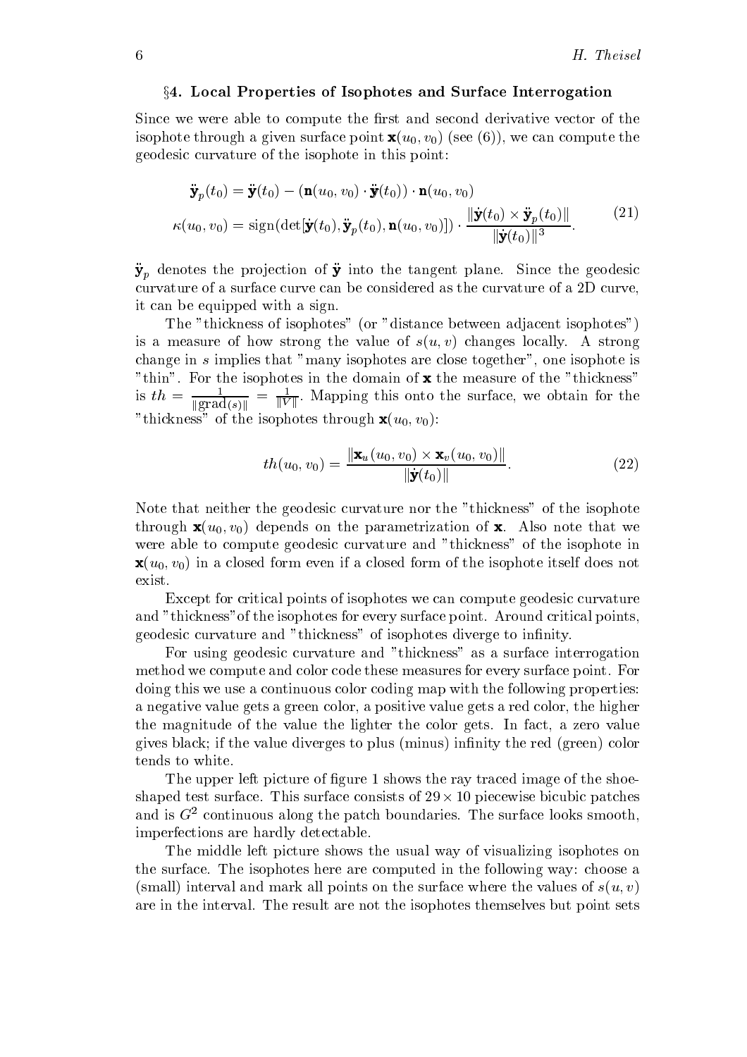## §4. Local Properties of Isophotes and Surface Interrogation

Since we were able to compute the first and second derivative vector of the isophote through a given surface point $\mathbf{x}(u_0, v_0)$ (see (6)), we can compute the geodesic curvature of the isophote in this point:

$$
\begin{aligned}
\ddot{\mathbf{y}}_p(t_0) &= \ddot{\mathbf{y}}(t_0) - (\mathbf{n}(u_0, v_0) \cdot \ddot{\mathbf{y}}(t_0)) \cdot \mathbf{n}(u_0, v_0) \\
\kappa(u_0, v_0) &= \operatorname{sign}(\det[\dot{\mathbf{y}}(t_0), \ddot{\mathbf{y}}_p(t_0), \mathbf{n}(u_0, v_0)]) \cdot \frac{\|\dot{\mathbf{y}}(t_0) \times \ddot{\mathbf{y}}_p(t_0)\|}{\|\dot{\mathbf{y}}(t_0)\|^3}.
\end{aligned}
\tag{21}
$$

$\ddot{\mathbf{y}}_p$ denotes the projection of $\ddot{\mathbf{y}}$ into the tangent plane. Since the geodesic curvature of a surface curve can be considered as the curvature of a 2D curve, it can be equipped with a sign.

The "thickness of isophotes" (or "distance between adjacent isophotes") is a measure of how strong the value of $s(u, v)$ changes locally. A strong change in $s$ implies that "many isophotes are close together", one isophote is "thin". For the isophotes in the domain of $\mathbf{x}$ the measure of the "thickness" is $th = \frac{1}{\|\mathrm{grad}(s)\|} = \frac{1}{\|V\|}$. Mapping this onto the surface, we obtain for the "thickness" of the isophotes through $\mathbf{x}(u_0, v_0)$:

$$
th(u_0, v_0) = \frac{\|\mathbf{x}_u(u_0, v_0) \times \mathbf{x}_v(u_0, v_0)\|}{\|\dot{\mathbf{y}}(t_0)\|}.
\tag{22}
$$

Note that neither the geodesic curvature nor the "thickness" of the isophote through $\mathbf{x}(u_0, v_0)$ depends on the parametrization of $\mathbf{x}$. Also note that we were able to compute geodesic curvature and "thickness" of the isophote in $\mathbf{x}(u_0, v_0)$ in a closed form even if a closed form of the isophote itself does not exist.

Except for critical points of isophotes we can compute geodesic curvature and "thickness" of the isophotes for every surface point. Around critical points, geodesic curvature and "thickness" of isophotes diverge to infinity.

For using geodesic curvature and "thickness" as a surface interrogation method we compute and color code these measures for every surface point. For doing this we use a continuous color coding map with the following properties: a negative value gets a green color, a positive value gets a red color, the higher the magnitude of the value the lighter the color gets. In fact, a zero value gives black; if the value diverges to plus (minus) infinity the red (green) color tends to white.

The upper left picture of figure 1 shows the ray traced image of the shoe-shaped test surface. This surface consists of $29 \times 10$ piecewise bicubic patches and is $G^2$ continuous along the patch boundaries. The surface looks smooth, imperfections are hardly detectable.

The middle left picture shows the usual way of visualizing isophotes on the surface. The isophotes here are computed in the following way: choose a (small) interval and mark all points on the surface where the values of $s(u, v)$ are in the interval. The result are not the isophotes themselves but point sets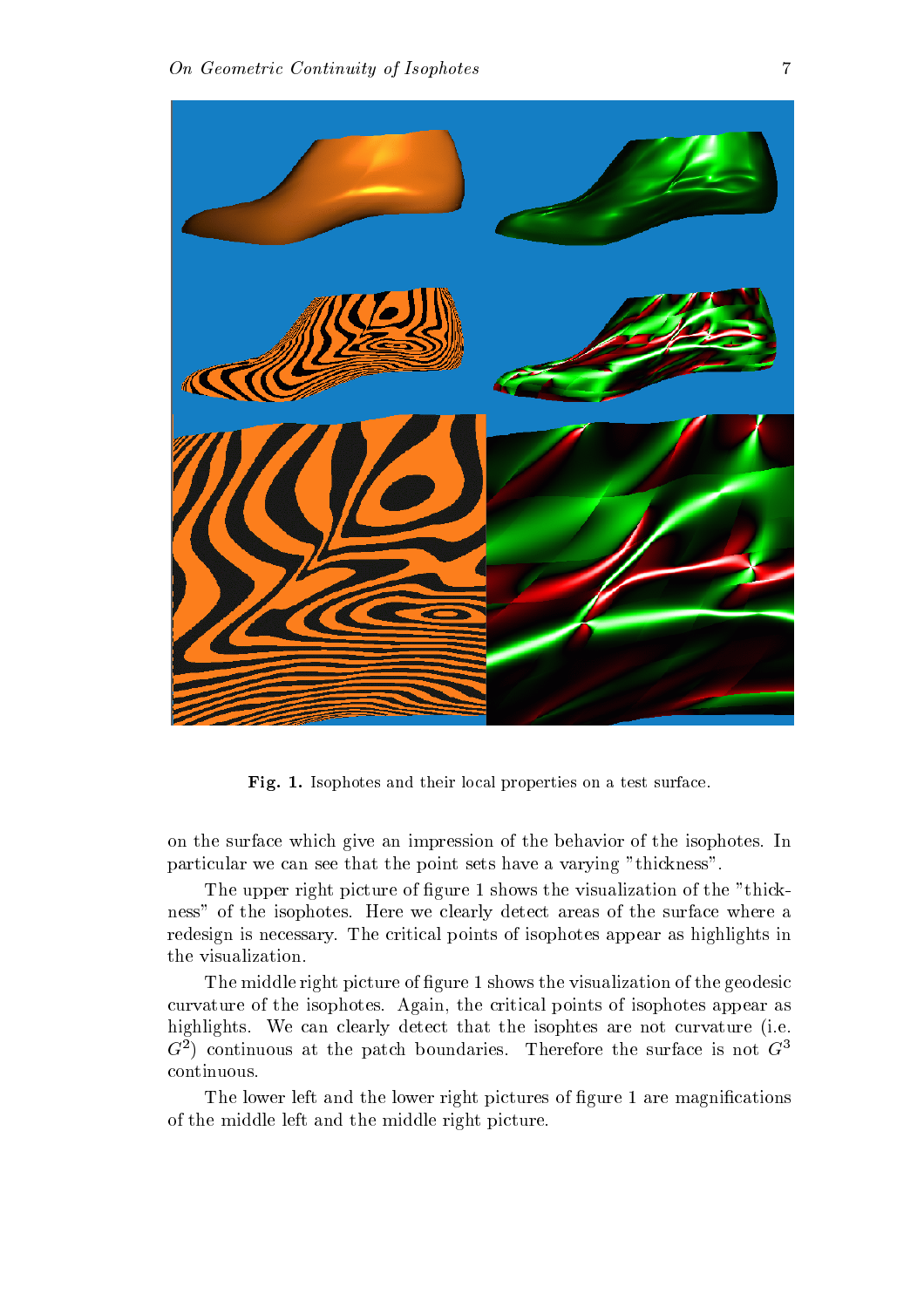**Fig. 1.** Isophotes and their local properties on a test surface.

on the surface which give an impression of the behavior of the isophotes. In particular we can see that the point sets have a varying "thickness".

The upper right picture of figure 1 shows the visualization of the "thickness" of the isophotes. Here we clearly detect areas of the surface where a redesign is necessary. The critical points of isophotes appear as highlights in the visualization.

The middle right picture of figure 1 shows the visualization of the geodesic curvature of the isophotes. Again, the critical points of isophotes appear as highlights. We can clearly detect that the isophtes are not curvature (i.e. $G^2$) continuous at the patch boundaries. Therefore the surface is not $G^3$ continuous.

The lower left and the lower right pictures of figure 1 are magnifications of the middle left and the middle right picture.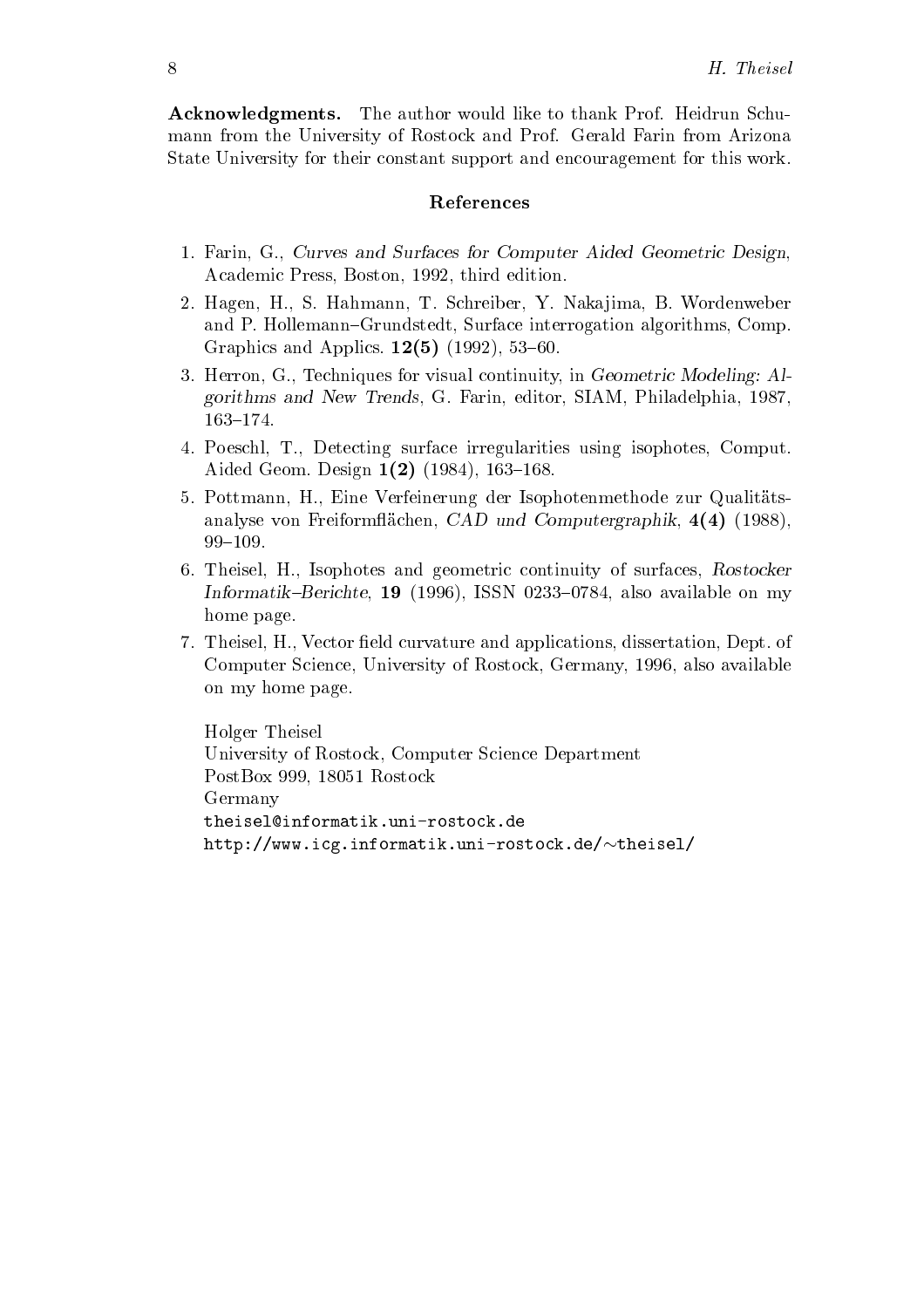**Acknowledgments.** The author would like to thank Prof. Heidrun Schumann from the University of Rostock and Prof. Gerald Farin from Arizona State University for their constant support and encouragement for this work.

## References

1. Farin, G., *Curves and Surfaces for Computer Aided Geometric Design*, Academic Press, Boston, 1992, third edition.
2. Hagen, H., S. Hahmann, T. Schreiber, Y. Nakajima, B. Wordenweber and P. Hollemann–Grundstedt, Surface interrogation algorithms, Comp. Graphics and Applics. **12(5)** (1992), 53–60.
3. Herron, G., Techniques for visual continuity, in *Geometric Modeling: Algorithms and New Trends*, G. Farin, editor, SIAM, Philadelphia, 1987, 163–174.
4. Poeschl, T., Detecting surface irregularities using isophotes, Comput. Aided Geom. Design **1(2)** (1984), 163–168.
5. Pottmann, H., Eine Verfeinerung der Isophotenmethode zur Qualitätsanalyse von Freiformflächen, *CAD und Computergraphik*, **4(4)** (1988), 99–109.
6. Theisel, H., Isophotes and geometric continuity of surfaces, *Rostocker Informatik–Berichte*, **19** (1996), ISSN 0233–0784, also available on my home page.
7. Theisel, H., Vector field curvature and applications, dissertation, Dept. of Computer Science, University of Rostock, Germany, 1996, also available on my home page.

Holger Theisel
University of Rostock, Computer Science Department
PostBox 999, 18051 Rostock
Germany
theisel@informatik.uni-rostock.de
http://www.icg.informatik.uni-rostock.de/~theisel/